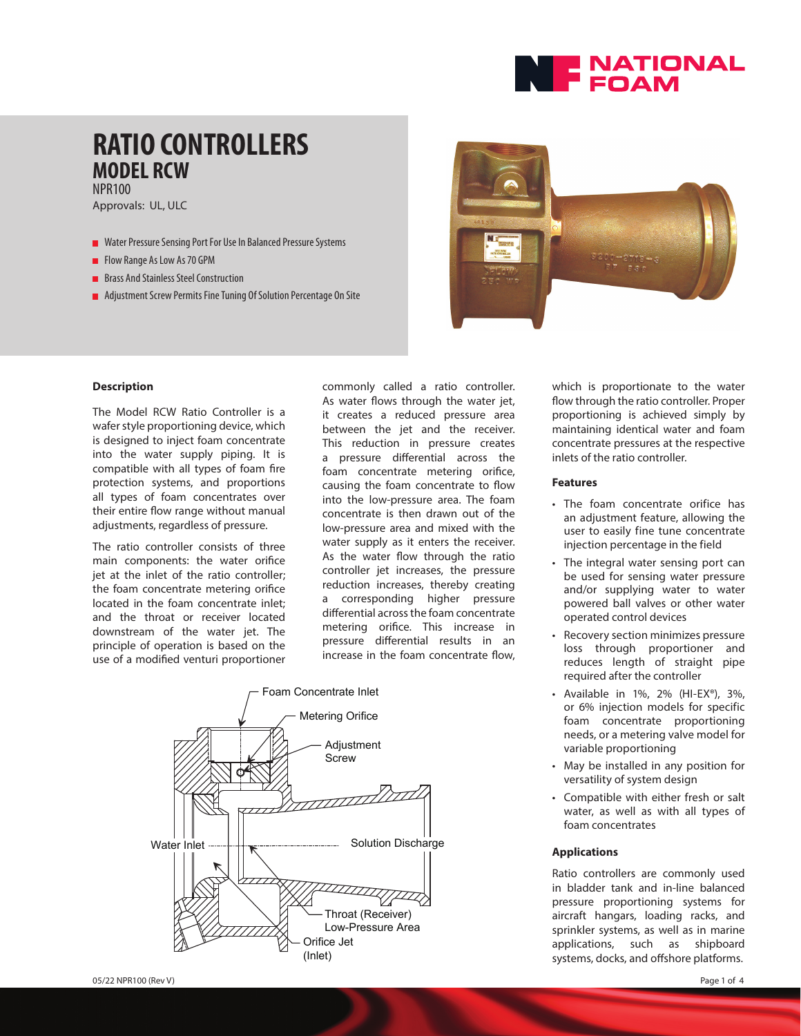# RATIO CONTROLLERS

## MODEL RCW

NPR100

Approvals: UL, ULC

- Water Pressure Sensing Port For Use In Balanced Pressure Systems
- Flow Range As Low As 70 GPM
- Brass And Stainless Steel Construction
- Adjustment Screw Permits Fine Tuning Of Solution Percentage On Site

### Description

The Model RCW Ratio Controller is a wafer style proportioning device, which is designed to inject foam concentrate into the water supply piping. It is compatible with all types of foam fire protection systems, and proportions all types of foam concentrates over their entire flow range without manual adjustments, regardless of pressure.

The ratio controller consists of three main components: the water orifice jet at the inlet of the ratio controller; the foam concentrate metering orifice located in the foam concentrate inlet; and the throat or receiver located downstream of the water jet. The principle of operation is based on the use of a modified venturi proportioner commonly called a ratio controller. As water flows through the water jet, it creates a reduced pressure area between the jet and the receiver. This reduction in pressure creates a pressure differential across the foam concentrate metering orifice, causing the foam concentrate to flow into the low-pressure area. The foam concentrate is then drawn out of the low-pressure area and mixed with the water supply as it enters the receiver. As the water flow through the ratio controller jet increases, the pressure reduction increases, thereby creating a corresponding higher pressure differential across the foam concentrate metering orifice. This increase in pressure differential results in an increase in the foam concentrate flow, which is proportionate to the water flow through the ratio controller. Proper proportioning is achieved simply by maintaining identical water and foam concentrate pressures at the respective inlets of the ratio controller.

Foam Concentrate Inlet

Metering Orifice

Adjustment Screw

Water Inlet

Solution Discharge

Throat (Receiver) Low-Pressure Area

Orifice Jet (Inlet)

### Features

- The foam concentrate orifice has an adjustment feature, allowing the user to easily fine tune concentrate injection percentage in the field
- The integral water sensing port can be used for sensing water pressure and/or supplying water to water powered ball valves or other water operated control devices
- Recovery section minimizes pressure loss through proportioner and reduces length of straight pipe required after the controller
- Available in 1%, 2% (HI-EX®), 3%, or 6% injection models for specific foam concentrate proportioning needs, or a metering valve model for variable proportioning
- May be installed in any position for versatility of system design
- Compatible with either fresh or salt water, as well as with all types of foam concentrates

### Applications

Ratio controllers are commonly used in bladder tank and in-line balanced pressure proportioning systems for aircraft hangars, loading racks, and sprinkler systems, as well as in marine applications, such as shipboard systems, docks, and offshore platforms.

05/22 NPR100 (Rev V)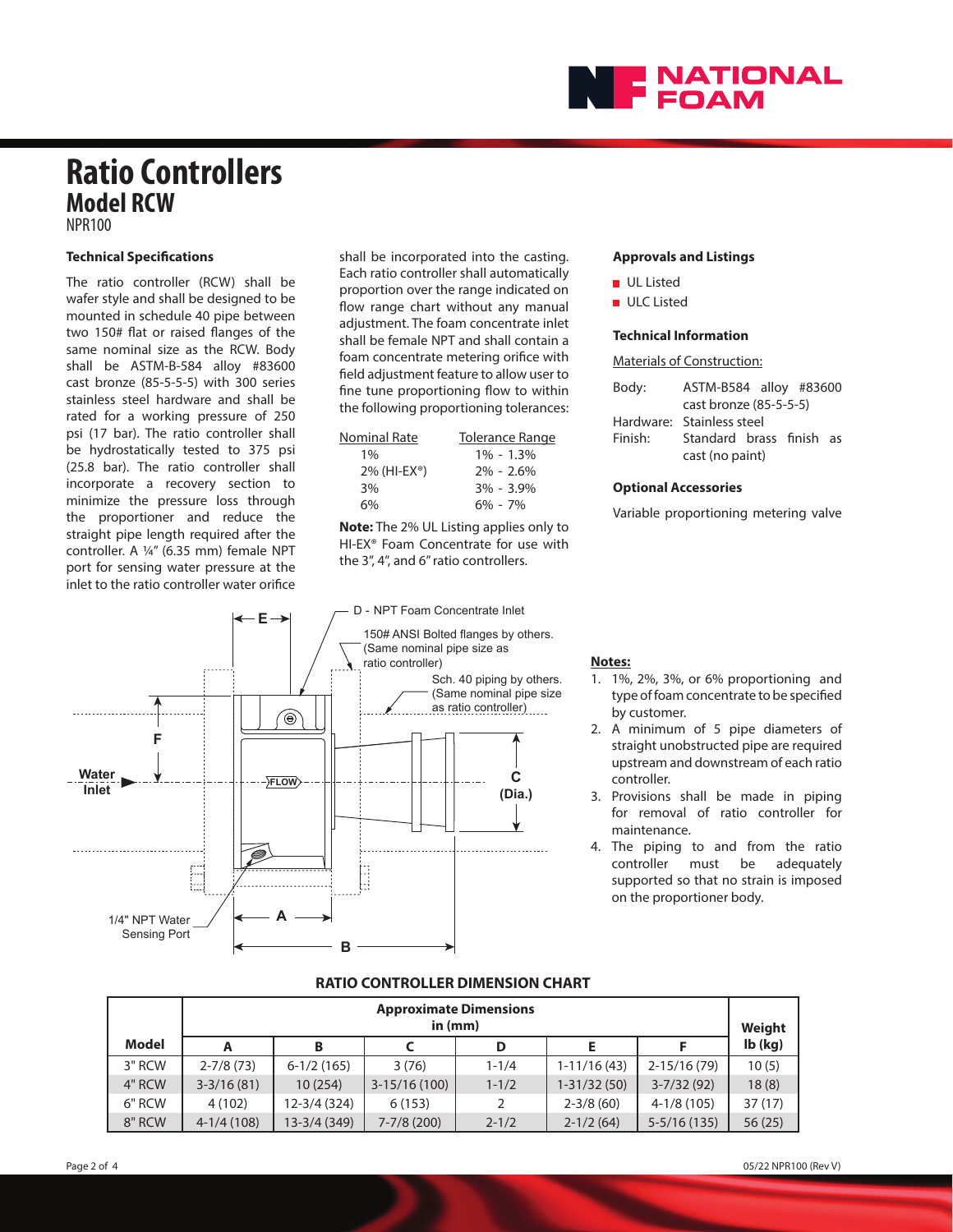# Ratio Controllers

## Model RCW

NPR100

### Technical Specifications

The ratio controller (RCW) shall be wafer style and shall be designed to be mounted in schedule 40 pipe between two 150# flat or raised flanges of the same nominal size as the RCW. Body shall be ASTM-B-584 alloy #83600 cast bronze (85-5-5-5) with 300 series stainless steel hardware and shall be rated for a working pressure of 250 psi (17 bar). The ratio controller shall be hydrostatically tested to 375 psi (25.8 bar). The ratio controller shall incorporate a recovery section to minimize the pressure loss through the proportioner and reduce the straight pipe length required after the controller. A ¼" (6.35 mm) female NPT port for sensing water pressure at the inlet to the ratio controller water orifice shall be incorporated into the casting. Each ratio controller shall automatically proportion over the range indicated on flow range chart without any manual adjustment. The foam concentrate inlet shall be female NPT and shall contain a foam concentrate metering orifice with field adjustment feature to allow user to fine tune proportioning flow to within the following proportioning tolerances:

| Nominal Rate | Tolerance Range |
|---|---|
| 1% | 1% - 1.3% |
| 2% (HI-EX®) | 2% - 2.6% |
| 3% | 3% - 3.9% |
| 6% | 6% - 7% |

**Note:** The 2% UL Listing applies only to HI-EX® Foam Concentrate for use with the 3", 4", and 6" ratio controllers.

### Approvals and Listings

- UL Listed
- ULC Listed

### Technical Information

Materials of Construction:

| | |
|---|---|
| Body: | ASTM-B584 alloy #83600 cast bronze (85-5-5-5) |
| Hardware: | Stainless steel |
| Finish: | Standard brass finish as cast (no paint) |

### Optional Accessories

Variable proportioning metering valve

D - NPT Foam Concentrate Inlet

150# ANSI Bolted flanges by others. (Same nominal pipe size as ratio controller)

Sch. 40 piping by others. (Same nominal pipe size as ratio controller)

Water Inlet

FLOW

C (Dia.)

1/4" NPT Water Sensing Port

A, B, E, F

**Notes:**

1. 1%, 2%, 3%, or 6% proportioning and type of foam concentrate to be specified by customer.
2. A minimum of 5 pipe diameters of straight unobstructed pipe are required upstream and downstream of each ratio controller.
3. Provisions shall be made in piping for removal of ratio controller for maintenance.
4. The piping to and from the ratio controller must be adequately supported so that no strain is imposed on the proportioner body.

**RATIO CONTROLLER DIMENSION CHART**

| Model | Approximate Dimensions in (mm) | | | | | | Weight lb (kg) |
|---|---|---|---|---|---|---|---|
| | A | B | C | D | E | F | |
| 3" RCW | 2-7/8 (73) | 6-1/2 (165) | 3 (76) | 1-1/4 | 1-11/16 (43) | 2-15/16 (79) | 10 (5) |
| 4" RCW | 3-3/16 (81) | 10 (254) | 3-15/16 (100) | 1-1/2 | 1-31/32 (50) | 3-7/32 (92) | 18 (8) |
| 6" RCW | 4 (102) | 12-3/4 (324) | 6 (153) | 2 | 2-3/8 (60) | 4-1/8 (105) | 37 (17) |
| 8" RCW | 4-1/4 (108) | 13-3/4 (349) | 7-7/8 (200) | 2-1/2 | 2-1/2 (64) | 5-5/16 (135) | 56 (25) |

05/22 NPR100 (Rev V)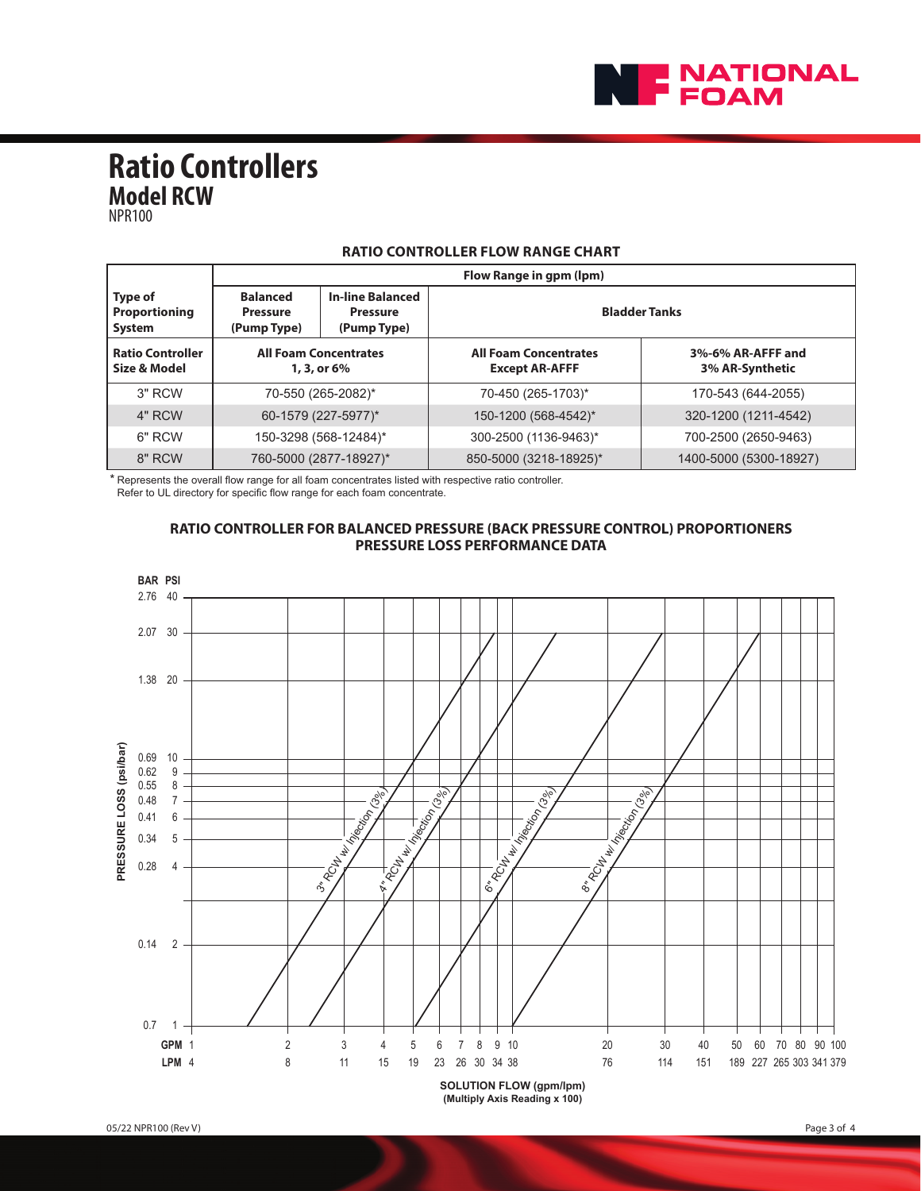# Ratio Controllers

## Model RCW

NPR100

**RATIO CONTROLLER FLOW RANGE CHART**

| | Flow Range in gpm (lpm) | | | |
|---|---|---|---|---|
| **Type of Proportioning System** | **Balanced Pressure (Pump Type)** | **In-line Balanced Pressure (Pump Type)** | **Bladder Tanks** | |
| **Ratio Controller Size & Model** | **All Foam Concentrates 1, 3, or 6%** | | **All Foam Concentrates Except AR-AFFF** | **3%-6% AR-AFFF and 3% AR-Synthetic** |
| 3" RCW | 70-550 (265-2082)* | | 70-450 (265-1703)* | 170-543 (644-2055) |
| 4" RCW | 60-1579 (227-5977)* | | 150-1200 (568-4542)* | 320-1200 (1211-4542) |
| 6" RCW | 150-3298 (568-12484)* | | 300-2500 (1136-9463)* | 700-2500 (2650-9463) |
| 8" RCW | 760-5000 (2877-18927)* | | 850-5000 (3218-18925)* | 1400-5000 (5300-18927) |

* Represents the overall flow range for all foam concentrates listed with respective ratio controller. Refer to UL directory for specific flow range for each foam concentrate.

**RATIO CONTROLLER FOR BALANCED PRESSURE (BACK PRESSURE CONTROL) PROPORTIONERS PRESSURE LOSS PERFORMANCE DATA**

BAR PSI

2.76 40

2.07 30

1.38 20

0.69 10

0.62 9

0.55 8

0.48 7

0.41 6

0.34 5

0.28 4

0.14 2

0.7 1

PRESSURE LOSS (psi/bar)

3" RCW w/ Injection (3%)

4" RCW w/ Injection (3%)

6" RCW w/ Injection (3%)

8" RCW w/ Injection (3%)

GPM 1 2 3 4 5 6 7 8 9 10 20 30 40 50 60 70 80 90 100

LPM 4 8 11 15 19 23 26 30 34 38 76 114 151 189 227 265 303 341 379

SOLUTION FLOW (gpm/lpm)
(Multiply Axis Reading x 100)

05/22 NPR100 (Rev V)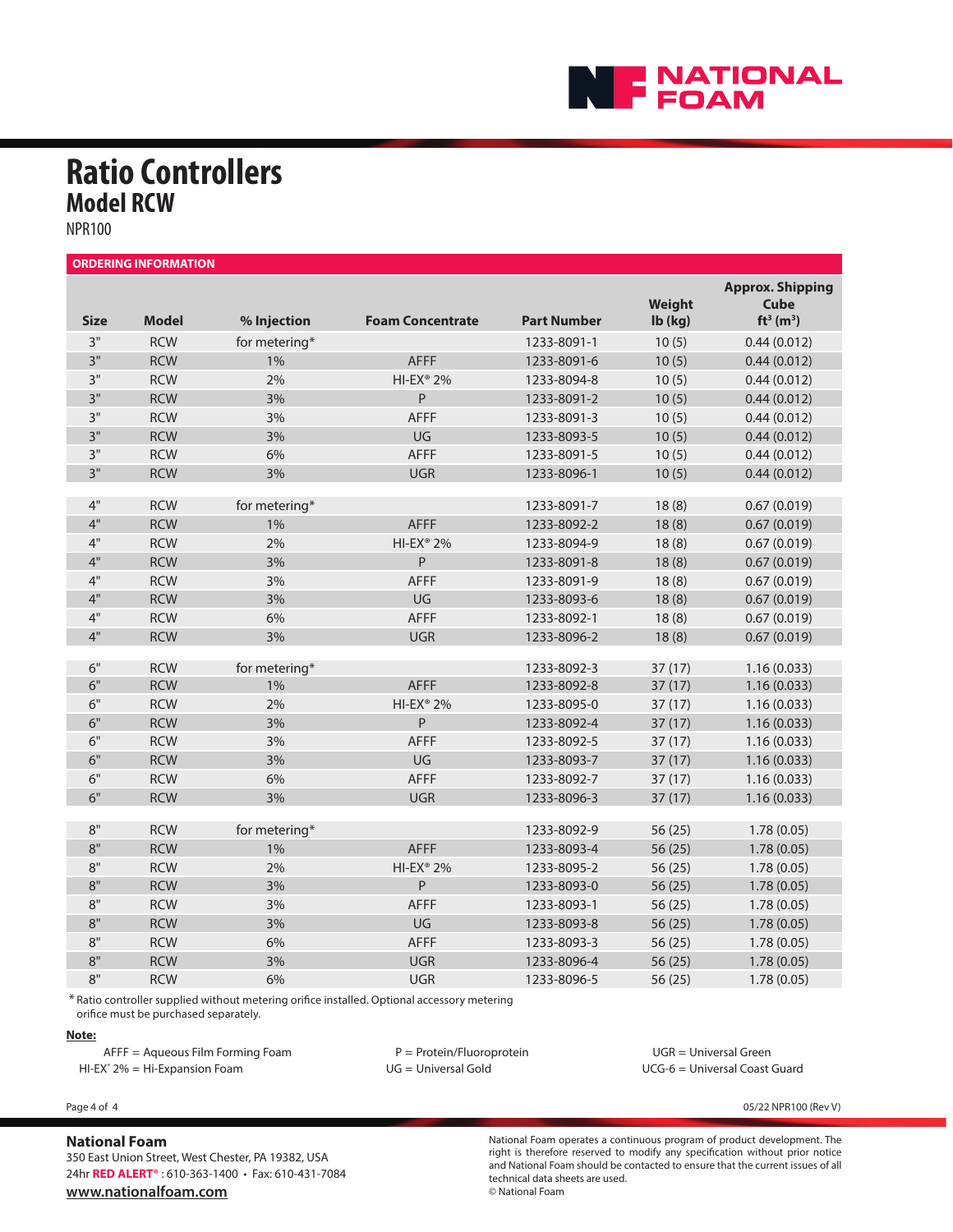# Ratio Controllers

## Model RCW

NPR100

**ORDERING INFORMATION**

| Size | Model | % Injection | Foam Concentrate | Part Number | Weight lb (kg) | Approx. Shipping Cube $ft^3$ ($m^3$) |
|---|---|---|---|---|---|---|
| 3" | RCW | for metering* | | 1233-8091-1 | 10 (5) | 0.44 (0.012) |
| 3" | RCW | 1% | AFFF | 1233-8091-6 | 10 (5) | 0.44 (0.012) |
| 3" | RCW | 2% | HI-EX® 2% | 1233-8094-8 | 10 (5) | 0.44 (0.012) |
| 3" | RCW | 3% | P | 1233-8091-2 | 10 (5) | 0.44 (0.012) |
| 3" | RCW | 3% | AFFF | 1233-8091-3 | 10 (5) | 0.44 (0.012) |
| 3" | RCW | 3% | UG | 1233-8093-5 | 10 (5) | 0.44 (0.012) |
| 3" | RCW | 6% | AFFF | 1233-8091-5 | 10 (5) | 0.44 (0.012) |
| 3" | RCW | 3% | UGR | 1233-8096-1 | 10 (5) | 0.44 (0.012) |
| 4" | RCW | for metering* | | 1233-8091-7 | 18 (8) | 0.67 (0.019) |
| 4" | RCW | 1% | AFFF | 1233-8092-2 | 18 (8) | 0.67 (0.019) |
| 4" | RCW | 2% | HI-EX® 2% | 1233-8094-9 | 18 (8) | 0.67 (0.019) |
| 4" | RCW | 3% | P | 1233-8091-8 | 18 (8) | 0.67 (0.019) |
| 4" | RCW | 3% | AFFF | 1233-8091-9 | 18 (8) | 0.67 (0.019) |
| 4" | RCW | 3% | UG | 1233-8093-6 | 18 (8) | 0.67 (0.019) |
| 4" | RCW | 6% | AFFF | 1233-8092-1 | 18 (8) | 0.67 (0.019) |
| 4" | RCW | 3% | UGR | 1233-8096-2 | 18 (8) | 0.67 (0.019) |
| 6" | RCW | for metering* | | 1233-8092-3 | 37 (17) | 1.16 (0.033) |
| 6" | RCW | 1% | AFFF | 1233-8092-8 | 37 (17) | 1.16 (0.033) |
| 6" | RCW | 2% | HI-EX® 2% | 1233-8095-0 | 37 (17) | 1.16 (0.033) |
| 6" | RCW | 3% | P | 1233-8092-4 | 37 (17) | 1.16 (0.033) |
| 6" | RCW | 3% | AFFF | 1233-8092-5 | 37 (17) | 1.16 (0.033) |
| 6" | RCW | 3% | UG | 1233-8093-7 | 37 (17) | 1.16 (0.033) |
| 6" | RCW | 6% | AFFF | 1233-8092-7 | 37 (17) | 1.16 (0.033) |
| 6" | RCW | 3% | UGR | 1233-8096-3 | 37 (17) | 1.16 (0.033) |
| 8" | RCW | for metering* | | 1233-8092-9 | 56 (25) | 1.78 (0.05) |
| 8" | RCW | 1% | AFFF | 1233-8093-4 | 56 (25) | 1.78 (0.05) |
| 8" | RCW | 2% | HI-EX® 2% | 1233-8095-2 | 56 (25) | 1.78 (0.05) |
| 8" | RCW | 3% | P | 1233-8093-0 | 56 (25) | 1.78 (0.05) |
| 8" | RCW | 3% | AFFF | 1233-8093-1 | 56 (25) | 1.78 (0.05) |
| 8" | RCW | 3% | UG | 1233-8093-8 | 56 (25) | 1.78 (0.05) |
| 8" | RCW | 6% | AFFF | 1233-8093-3 | 56 (25) | 1.78 (0.05) |
| 8" | RCW | 3% | UGR | 1233-8096-4 | 56 (25) | 1.78 (0.05) |
| 8" | RCW | 6% | UGR | 1233-8096-5 | 56 (25) | 1.78 (0.05) |

\* Ratio controller supplied without metering orifice installed. Optional accessory metering orifice must be purchased separately.

**Note:**

AFFF = Aqueous Film Forming Foam
HI-EX® 2% = Hi-Expansion Foam
P = Protein/Fluoroprotein
UG = Universal Gold
UGR = Universal Green
UCG-6 = Universal Coast Guard

05/22 NPR100 (Rev V)

**National Foam**
350 East Union Street, West Chester, PA 19382, USA
24hr **RED ALERT®** : 610-363-1400 • Fax: 610-431-7084
**www.nationalfoam.com**

National Foam operates a continuous program of product development. The right is therefore reserved to modify any specification without prior notice and National Foam should be contacted to ensure that the current issues of all technical data sheets are used.
© National Foam